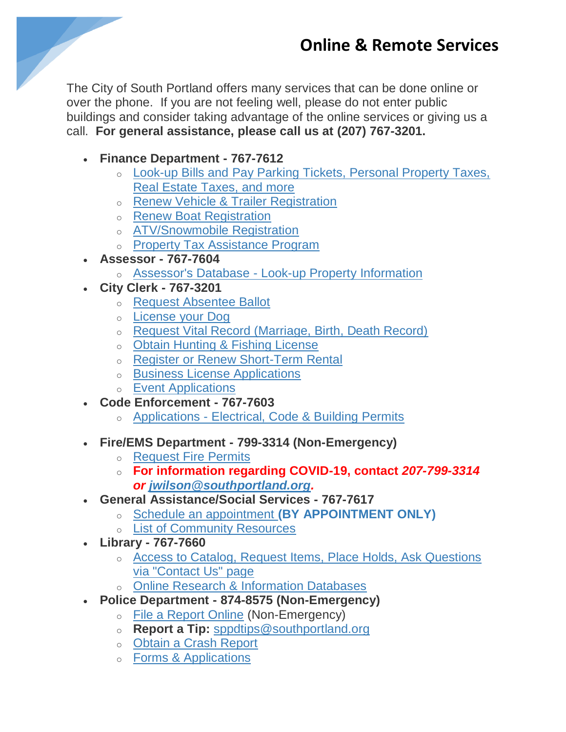# Online & Remote Services

The City of South Portland offers many services that can be done online or over the phone. If you are not feeling well, please do not enter public buildings and consider taking advantage of the online services or giving us a call. **For general assistance, please call us at (207) 767-3201.**

- **Finance Department - 767-7612**
  - Look-up Bills and Pay Parking Tickets, Personal Property Taxes, Real Estate Taxes, and more
  - Renew Vehicle & Trailer Registration
  - Renew Boat Registration
  - ATV/Snowmobile Registration
  - Property Tax Assistance Program
- **Assessor - 767-7604**
  - Assessor's Database - Look-up Property Information
- **City Clerk - 767-3201**
  - Request Absentee Ballot
  - License your Dog
  - Request Vital Record (Marriage, Birth, Death Record)
  - Obtain Hunting & Fishing License
  - Register or Renew Short-Term Rental
  - Business License Applications
  - Event Applications
- **Code Enforcement - 767-7603**
  - Applications - Electrical, Code & Building Permits
- **Fire/EMS Department - 799-3314 (Non-Emergency)**
  - Request Fire Permits
  - **For information regarding COVID-19, contact *207-799-3314 or jwilson@southportland.org*.**
- **General Assistance/Social Services - 767-7617**
  - Schedule an appointment **(BY APPOINTMENT ONLY)**
  - List of Community Resources
- **Library - 767-7660**
  - Access to Catalog, Request Items, Place Holds, Ask Questions via "Contact Us" page
  - Online Research & Information Databases
- **Police Department - 874-8575 (Non-Emergency)**
  - File a Report Online (Non-Emergency)
  - **Report a Tip:** sppdtips@southportland.org
  - Obtain a Crash Report
  - Forms & Applications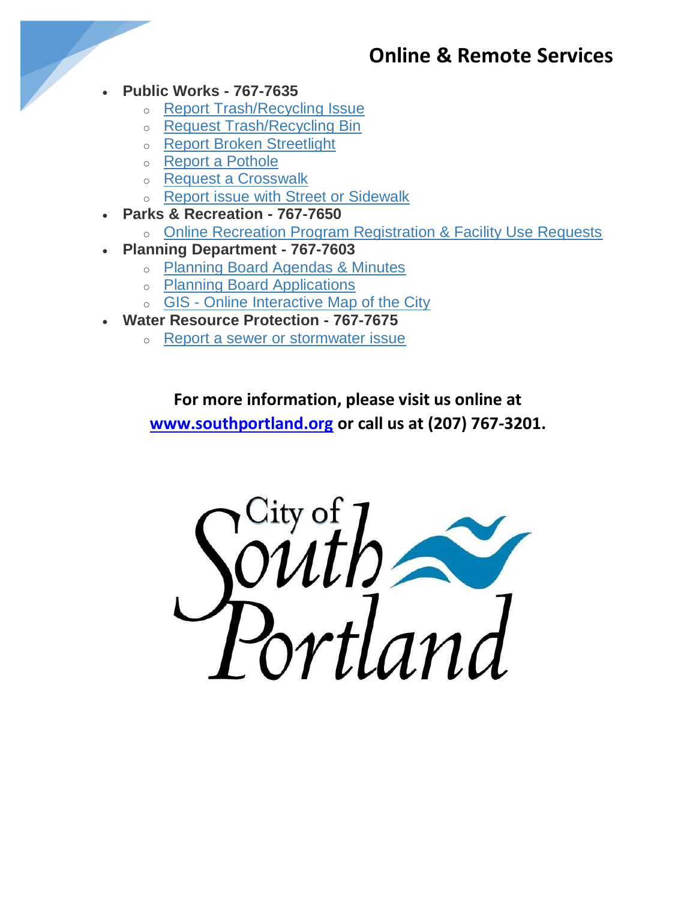## Online & Remote Services

- **Public Works - 767-7635**
  - Report Trash/Recycling Issue
  - Request Trash/Recycling Bin
  - Report Broken Streetlight
  - Report a Pothole
  - Request a Crosswalk
  - Report issue with Street or Sidewalk
- **Parks & Recreation - 767-7650**
  - Online Recreation Program Registration & Facility Use Requests
- **Planning Department - 767-7603**
  - Planning Board Agendas & Minutes
  - Planning Board Applications
  - GIS - Online Interactive Map of the City
- **Water Resource Protection - 767-7675**
  - Report a sewer or stormwater issue

**For more information, please visit us online at www.southportland.org or call us at (207) 767-3201.**

City of South Portland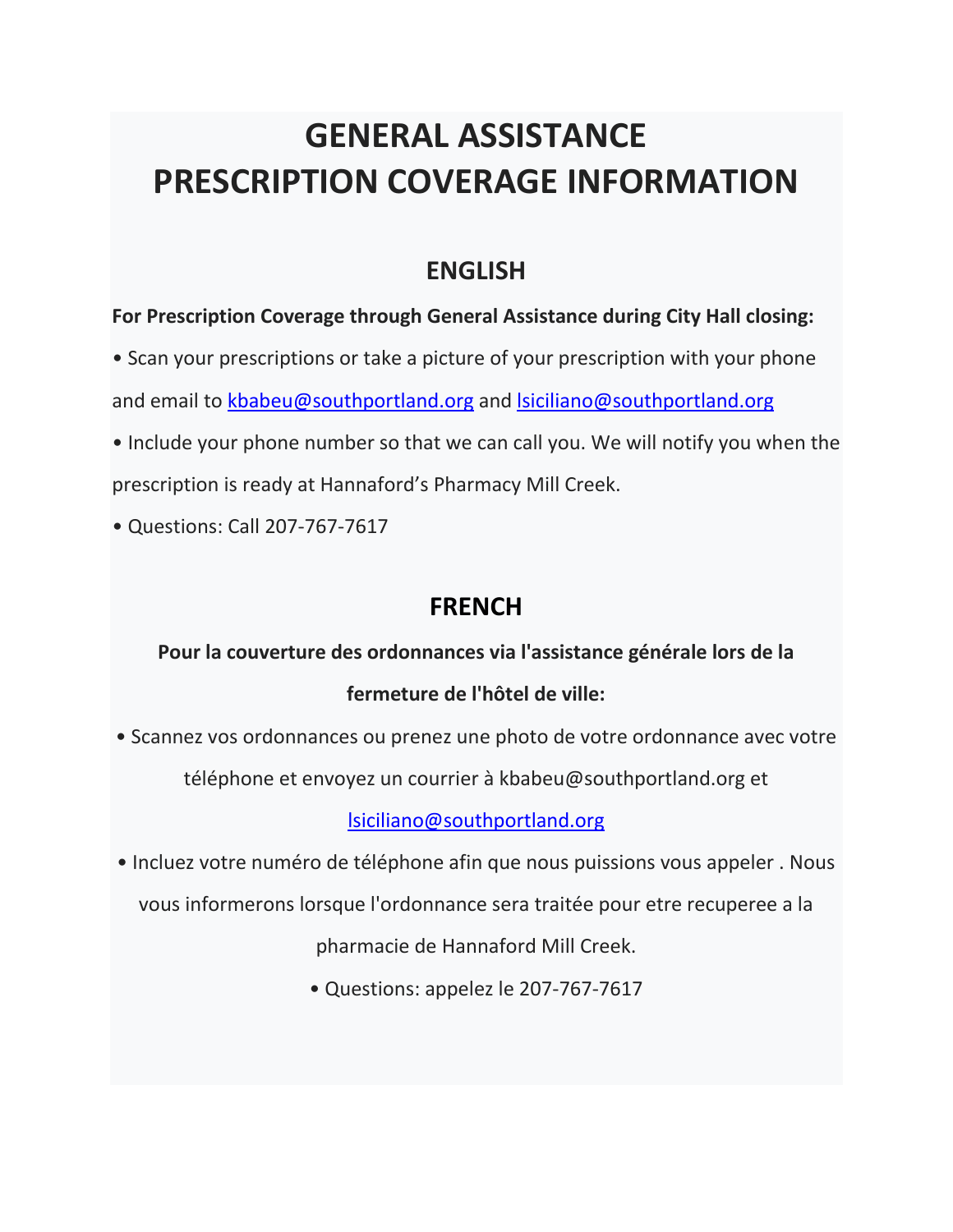# GENERAL ASSISTANCE
# PRESCRIPTION COVERAGE INFORMATION

## ENGLISH

**For Prescription Coverage through General Assistance during City Hall closing:**

• Scan your prescriptions or take a picture of your prescription with your phone and email to kbabeu@southportland.org and lsiciliano@southportland.org

• Include your phone number so that we can call you. We will notify you when the prescription is ready at Hannaford's Pharmacy Mill Creek.

• Questions: Call 207-767-7617

## FRENCH

**Pour la couverture des ordonnances via l'assistance générale lors de la fermeture de l'hôtel de ville:**

• Scannez vos ordonnances ou prenez une photo de votre ordonnance avec votre téléphone et envoyez un courrier à kbabeu@southportland.org et lsiciliano@southportland.org

• Incluez votre numéro de téléphone afin que nous puissions vous appeler . Nous vous informerons lorsque l'ordonnance sera traitée pour etre recuperee a la pharmacie de Hannaford Mill Creek.

• Questions: appelez le 207-767-7617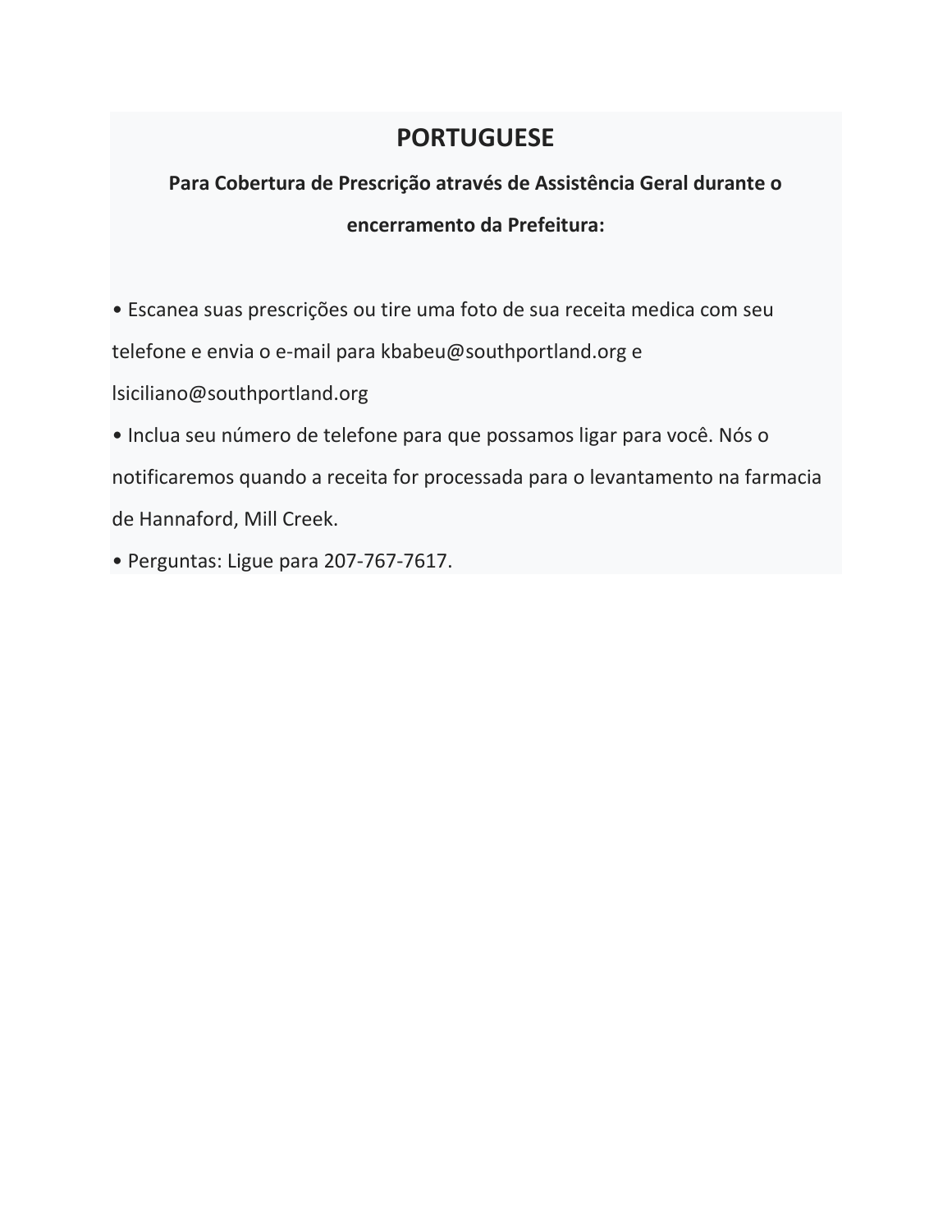# PORTUGUESE

**Para Cobertura de Prescrição através de Assistência Geral durante o encerramento da Prefeitura:**

- Escanea suas prescrições ou tire uma foto de sua receita medica com seu telefone e envia o e-mail para kbabeu@southportland.org e lsiciliano@southportland.org
- Inclua seu número de telefone para que possamos ligar para você. Nós o notificaremos quando a receita for processada para o levantamento na farmacia de Hannaford, Mill Creek.
- Perguntas: Ligue para 207-767-7617.